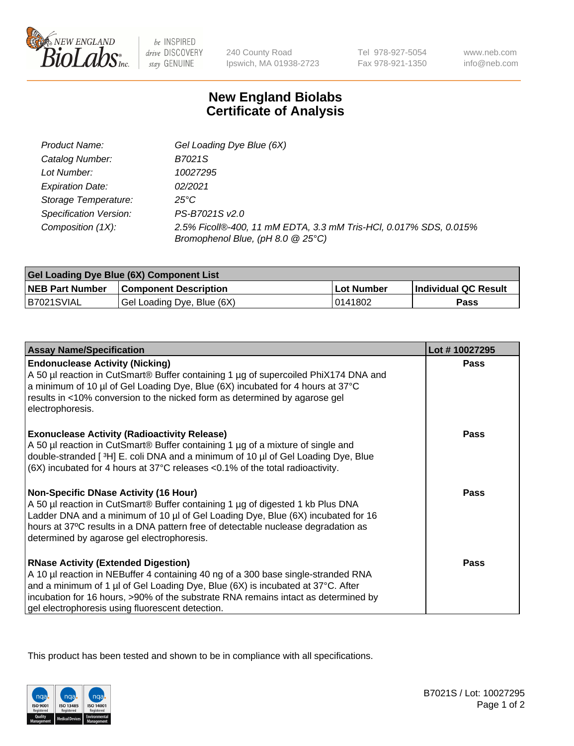New England Biolabs Inc. — be INSPIRED drive DISCOVERY stay GENUINE

240 County Road
Ipswich, MA 01938-2723

Tel 978-927-5054
Fax 978-921-1350

www.neb.com
info@neb.com

# New England Biolabs Certificate of Analysis

| | |
|---|---|
| *Product Name:* | *Gel Loading Dye Blue (6X)* |
| *Catalog Number:* | *B7021S* |
| *Lot Number:* | *10027295* |
| *Expiration Date:* | *02/2021* |
| *Storage Temperature:* | *25°C* |
| *Specification Version:* | *PS-B7021S v2.0* |
| *Composition (1X):* | *2.5% Ficoll®-400, 11 mM EDTA, 3.3 mM Tris-HCl, 0.017% SDS, 0.015% Bromophenol Blue, (pH 8.0 @ 25°C)* |

| Gel Loading Dye Blue (6X) Component List | | | |
|---|---|---|---|
| **NEB Part Number** | **Component Description** | **Lot Number** | **Individual QC Result** |
| B7021SVIAL | Gel Loading Dye, Blue (6X) | 0141802 | **Pass** |

| Assay Name/Specification | Lot # 10027295 |
|---|---|
| **Endonuclease Activity (Nicking)**<br>A 50 µl reaction in CutSmart® Buffer containing 1 µg of supercoiled PhiX174 DNA and a minimum of 10 µl of Gel Loading Dye, Blue (6X) incubated for 4 hours at 37°C results in <10% conversion to the nicked form as determined by agarose gel electrophoresis. | **Pass** |
| **Exonuclease Activity (Radioactivity Release)**<br>A 50 µl reaction in CutSmart® Buffer containing 1 µg of a mixture of single and double-stranded [ $^3$H] E. coli DNA and a minimum of 10 µl of Gel Loading Dye, Blue (6X) incubated for 4 hours at 37°C releases <0.1% of the total radioactivity. | **Pass** |
| **Non-Specific DNase Activity (16 Hour)**<br>A 50 µl reaction in CutSmart® Buffer containing 1 µg of digested 1 kb Plus DNA Ladder DNA and a minimum of 10 µl of Gel Loading Dye, Blue (6X) incubated for 16 hours at 37ºC results in a DNA pattern free of detectable nuclease degradation as determined by agarose gel electrophoresis. | **Pass** |
| **RNase Activity (Extended Digestion)**<br>A 10 µl reaction in NEBuffer 4 containing 40 ng of a 300 base single-stranded RNA and a minimum of 1 µl of Gel Loading Dye, Blue (6X) is incubated at 37°C. After incubation for 16 hours, >90% of the substrate RNA remains intact as determined by gel electrophoresis using fluorescent detection. | **Pass** |

This product has been tested and shown to be in compliance with all specifications.

B7021S / Lot: 10027295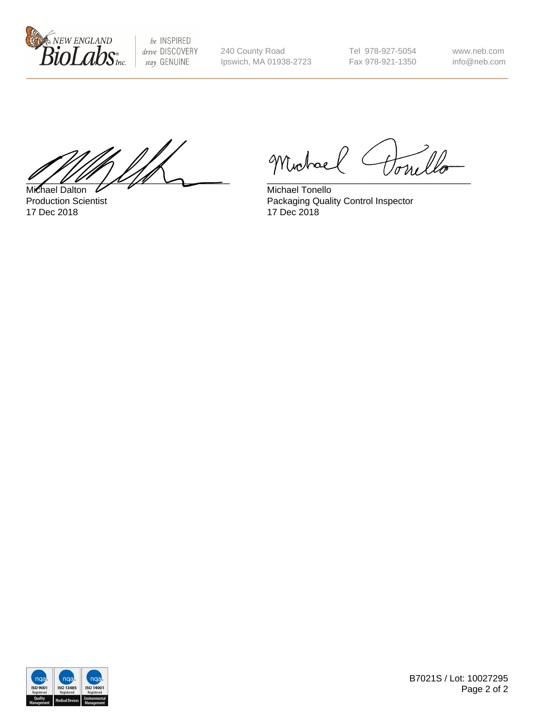Michael Dalton
Production Scientist
17 Dec 2018

Michael Tonello
Packaging Quality Control Inspector
17 Dec 2018

B7021S / Lot: 10027295